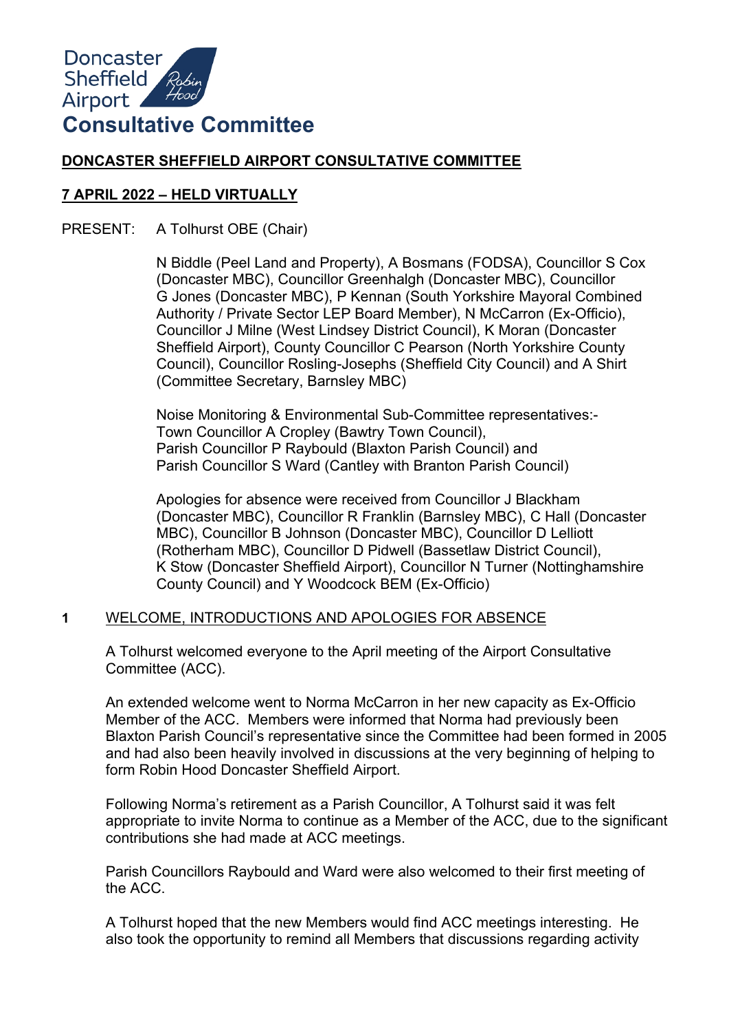# Doncaster Sheffield Airport Consultative Committee

**DONCASTER SHEFFIELD AIRPORT CONSULTATIVE COMMITTEE**

**7 APRIL 2022 – HELD VIRTUALLY**

PRESENT: A Tolhurst OBE (Chair)

N Biddle (Peel Land and Property), A Bosmans (FODSA), Councillor S Cox (Doncaster MBC), Councillor Greenhalgh (Doncaster MBC), Councillor G Jones (Doncaster MBC), P Kennan (South Yorkshire Mayoral Combined Authority / Private Sector LEP Board Member), N McCarron (Ex-Officio), Councillor J Milne (West Lindsey District Council), K Moran (Doncaster Sheffield Airport), County Councillor C Pearson (North Yorkshire County Council), Councillor Rosling-Josephs (Sheffield City Council) and A Shirt (Committee Secretary, Barnsley MBC)

Noise Monitoring & Environmental Sub-Committee representatives:-
Town Councillor A Cropley (Bawtry Town Council),
Parish Councillor P Raybould (Blaxton Parish Council) and
Parish Councillor S Ward (Cantley with Branton Parish Council)

Apologies for absence were received from Councillor J Blackham (Doncaster MBC), Councillor R Franklin (Barnsley MBC), C Hall (Doncaster MBC), Councillor B Johnson (Doncaster MBC), Councillor D Lelliott (Rotherham MBC), Councillor D Pidwell (Bassetlaw District Council), K Stow (Doncaster Sheffield Airport), Councillor N Turner (Nottinghamshire County Council) and Y Woodcock BEM (Ex-Officio)

## 1 WELCOME, INTRODUCTIONS AND APOLOGIES FOR ABSENCE

A Tolhurst welcomed everyone to the April meeting of the Airport Consultative Committee (ACC).

An extended welcome went to Norma McCarron in her new capacity as Ex-Officio Member of the ACC. Members were informed that Norma had previously been Blaxton Parish Council's representative since the Committee had been formed in 2005 and had also been heavily involved in discussions at the very beginning of helping to form Robin Hood Doncaster Sheffield Airport.

Following Norma's retirement as a Parish Councillor, A Tolhurst said it was felt appropriate to invite Norma to continue as a Member of the ACC, due to the significant contributions she had made at ACC meetings.

Parish Councillors Raybould and Ward were also welcomed to their first meeting of the ACC.

A Tolhurst hoped that the new Members would find ACC meetings interesting. He also took the opportunity to remind all Members that discussions regarding activity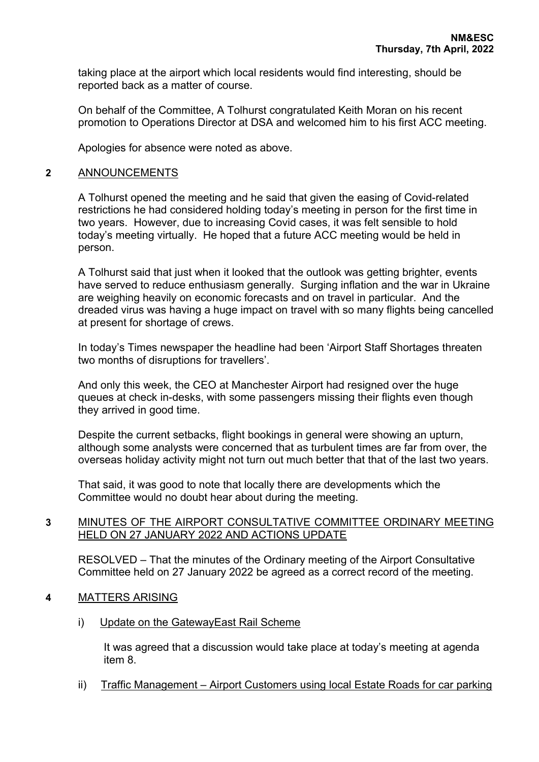taking place at the airport which local residents would find interesting, should be reported back as a matter of course.

On behalf of the Committee, A Tolhurst congratulated Keith Moran on his recent promotion to Operations Director at DSA and welcomed him to his first ACC meeting.

Apologies for absence were noted as above.

**2** ANNOUNCEMENTS

A Tolhurst opened the meeting and he said that given the easing of Covid-related restrictions he had considered holding today's meeting in person for the first time in two years. However, due to increasing Covid cases, it was felt sensible to hold today's meeting virtually. He hoped that a future ACC meeting would be held in person.

A Tolhurst said that just when it looked that the outlook was getting brighter, events have served to reduce enthusiasm generally. Surging inflation and the war in Ukraine are weighing heavily on economic forecasts and on travel in particular. And the dreaded virus was having a huge impact on travel with so many flights being cancelled at present for shortage of crews.

In today's Times newspaper the headline had been 'Airport Staff Shortages threaten two months of disruptions for travellers'.

And only this week, the CEO at Manchester Airport had resigned over the huge queues at check in-desks, with some passengers missing their flights even though they arrived in good time.

Despite the current setbacks, flight bookings in general were showing an upturn, although some analysts were concerned that as turbulent times are far from over, the overseas holiday activity might not turn out much better that that of the last two years.

That said, it was good to note that locally there are developments which the Committee would no doubt hear about during the meeting.

**3** MINUTES OF THE AIRPORT CONSULTATIVE COMMITTEE ORDINARY MEETING HELD ON 27 JANUARY 2022 AND ACTIONS UPDATE

RESOLVED – That the minutes of the Ordinary meeting of the Airport Consultative Committee held on 27 January 2022 be agreed as a correct record of the meeting.

**4** MATTERS ARISING

i) Update on the GatewayEast Rail Scheme

It was agreed that a discussion would take place at today's meeting at agenda item 8.

ii) Traffic Management – Airport Customers using local Estate Roads for car parking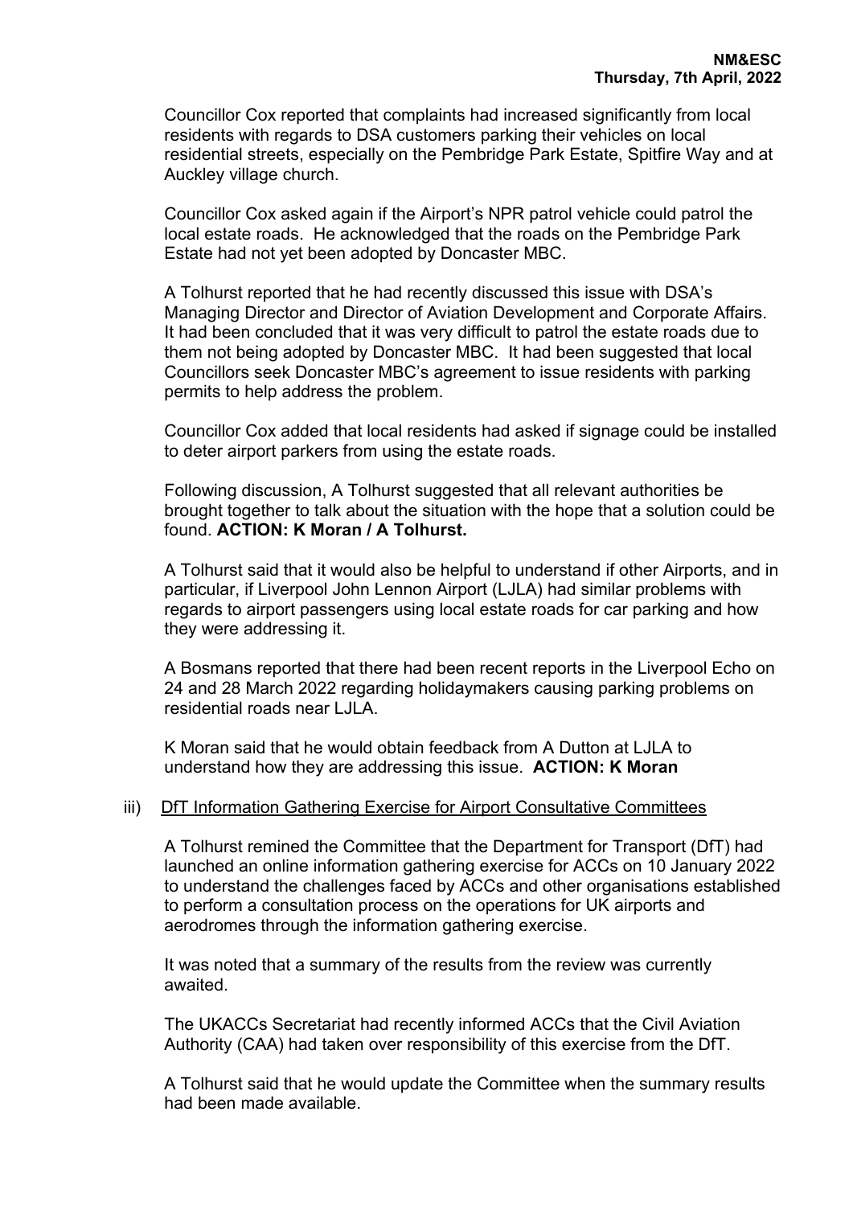Councillor Cox reported that complaints had increased significantly from local residents with regards to DSA customers parking their vehicles on local residential streets, especially on the Pembridge Park Estate, Spitfire Way and at Auckley village church.

Councillor Cox asked again if the Airport's NPR patrol vehicle could patrol the local estate roads. He acknowledged that the roads on the Pembridge Park Estate had not yet been adopted by Doncaster MBC.

A Tolhurst reported that he had recently discussed this issue with DSA's Managing Director and Director of Aviation Development and Corporate Affairs. It had been concluded that it was very difficult to patrol the estate roads due to them not being adopted by Doncaster MBC. It had been suggested that local Councillors seek Doncaster MBC's agreement to issue residents with parking permits to help address the problem.

Councillor Cox added that local residents had asked if signage could be installed to deter airport parkers from using the estate roads.

Following discussion, A Tolhurst suggested that all relevant authorities be brought together to talk about the situation with the hope that a solution could be found. **ACTION: K Moran / A Tolhurst.**

A Tolhurst said that it would also be helpful to understand if other Airports, and in particular, if Liverpool John Lennon Airport (LJLA) had similar problems with regards to airport passengers using local estate roads for car parking and how they were addressing it.

A Bosmans reported that there had been recent reports in the Liverpool Echo on 24 and 28 March 2022 regarding holidaymakers causing parking problems on residential roads near LJLA.

K Moran said that he would obtain feedback from A Dutton at LJLA to understand how they are addressing this issue. **ACTION: K Moran**

iii) DfT Information Gathering Exercise for Airport Consultative Committees

A Tolhurst remined the Committee that the Department for Transport (DfT) had launched an online information gathering exercise for ACCs on 10 January 2022 to understand the challenges faced by ACCs and other organisations established to perform a consultation process on the operations for UK airports and aerodromes through the information gathering exercise.

It was noted that a summary of the results from the review was currently awaited.

The UKACCs Secretariat had recently informed ACCs that the Civil Aviation Authority (CAA) had taken over responsibility of this exercise from the DfT.

A Tolhurst said that he would update the Committee when the summary results had been made available.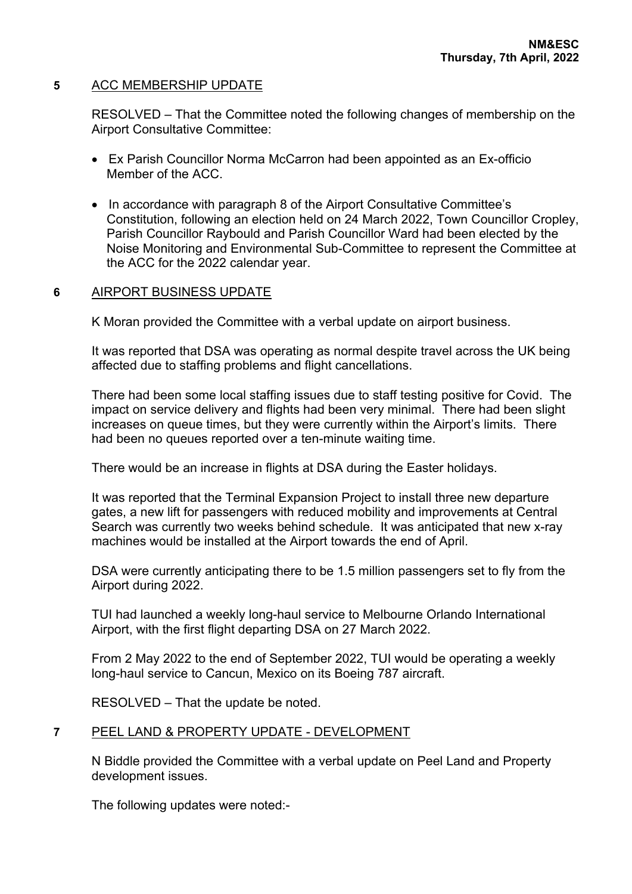## 5 ACC MEMBERSHIP UPDATE

RESOLVED – That the Committee noted the following changes of membership on the Airport Consultative Committee:

- Ex Parish Councillor Norma McCarron had been appointed as an Ex-officio Member of the ACC.
- In accordance with paragraph 8 of the Airport Consultative Committee's Constitution, following an election held on 24 March 2022, Town Councillor Cropley, Parish Councillor Raybould and Parish Councillor Ward had been elected by the Noise Monitoring and Environmental Sub-Committee to represent the Committee at the ACC for the 2022 calendar year.

## 6 AIRPORT BUSINESS UPDATE

K Moran provided the Committee with a verbal update on airport business.

It was reported that DSA was operating as normal despite travel across the UK being affected due to staffing problems and flight cancellations.

There had been some local staffing issues due to staff testing positive for Covid. The impact on service delivery and flights had been very minimal. There had been slight increases on queue times, but they were currently within the Airport's limits. There had been no queues reported over a ten-minute waiting time.

There would be an increase in flights at DSA during the Easter holidays.

It was reported that the Terminal Expansion Project to install three new departure gates, a new lift for passengers with reduced mobility and improvements at Central Search was currently two weeks behind schedule. It was anticipated that new x-ray machines would be installed at the Airport towards the end of April.

DSA were currently anticipating there to be 1.5 million passengers set to fly from the Airport during 2022.

TUI had launched a weekly long-haul service to Melbourne Orlando International Airport, with the first flight departing DSA on 27 March 2022.

From 2 May 2022 to the end of September 2022, TUI would be operating a weekly long-haul service to Cancun, Mexico on its Boeing 787 aircraft.

RESOLVED – That the update be noted.

## 7 PEEL LAND & PROPERTY UPDATE - DEVELOPMENT

N Biddle provided the Committee with a verbal update on Peel Land and Property development issues.

The following updates were noted:-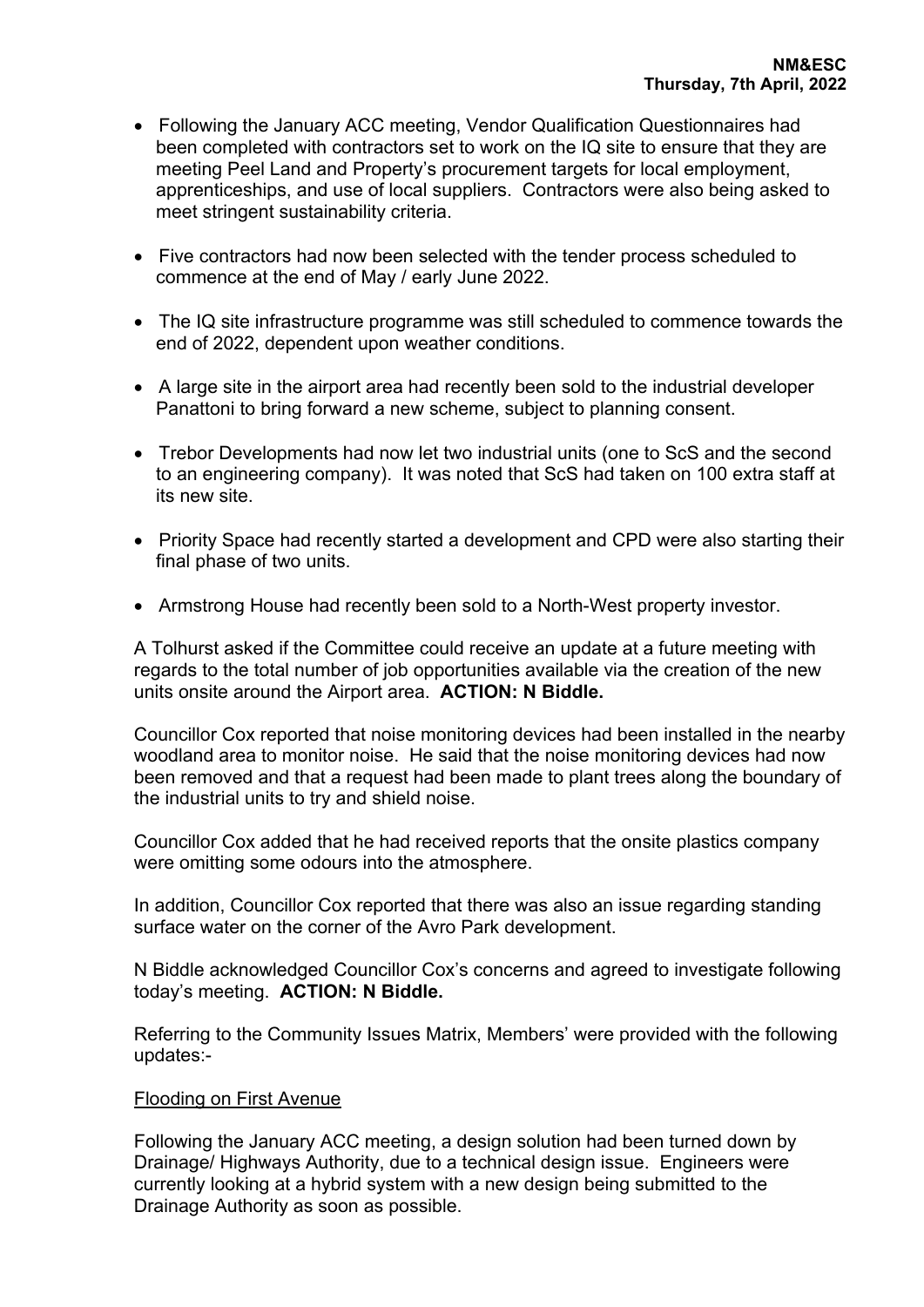- Following the January ACC meeting, Vendor Qualification Questionnaires had been completed with contractors set to work on the IQ site to ensure that they are meeting Peel Land and Property's procurement targets for local employment, apprenticeships, and use of local suppliers. Contractors were also being asked to meet stringent sustainability criteria.

- Five contractors had now been selected with the tender process scheduled to commence at the end of May / early June 2022.

- The IQ site infrastructure programme was still scheduled to commence towards the end of 2022, dependent upon weather conditions.

- A large site in the airport area had recently been sold to the industrial developer Panattoni to bring forward a new scheme, subject to planning consent.

- Trebor Developments had now let two industrial units (one to ScS and the second to an engineering company). It was noted that ScS had taken on 100 extra staff at its new site.

- Priority Space had recently started a development and CPD were also starting their final phase of two units.

- Armstrong House had recently been sold to a North-West property investor.

A Tolhurst asked if the Committee could receive an update at a future meeting with regards to the total number of job opportunities available via the creation of the new units onsite around the Airport area. **ACTION: N Biddle.**

Councillor Cox reported that noise monitoring devices had been installed in the nearby woodland area to monitor noise. He said that the noise monitoring devices had now been removed and that a request had been made to plant trees along the boundary of the industrial units to try and shield noise.

Councillor Cox added that he had received reports that the onsite plastics company were omitting some odours into the atmosphere.

In addition, Councillor Cox reported that there was also an issue regarding standing surface water on the corner of the Avro Park development.

N Biddle acknowledged Councillor Cox's concerns and agreed to investigate following today's meeting. **ACTION: N Biddle.**

Referring to the Community Issues Matrix, Members' were provided with the following updates:-

Flooding on First Avenue

Following the January ACC meeting, a design solution had been turned down by Drainage/ Highways Authority, due to a technical design issue. Engineers were currently looking at a hybrid system with a new design being submitted to the Drainage Authority as soon as possible.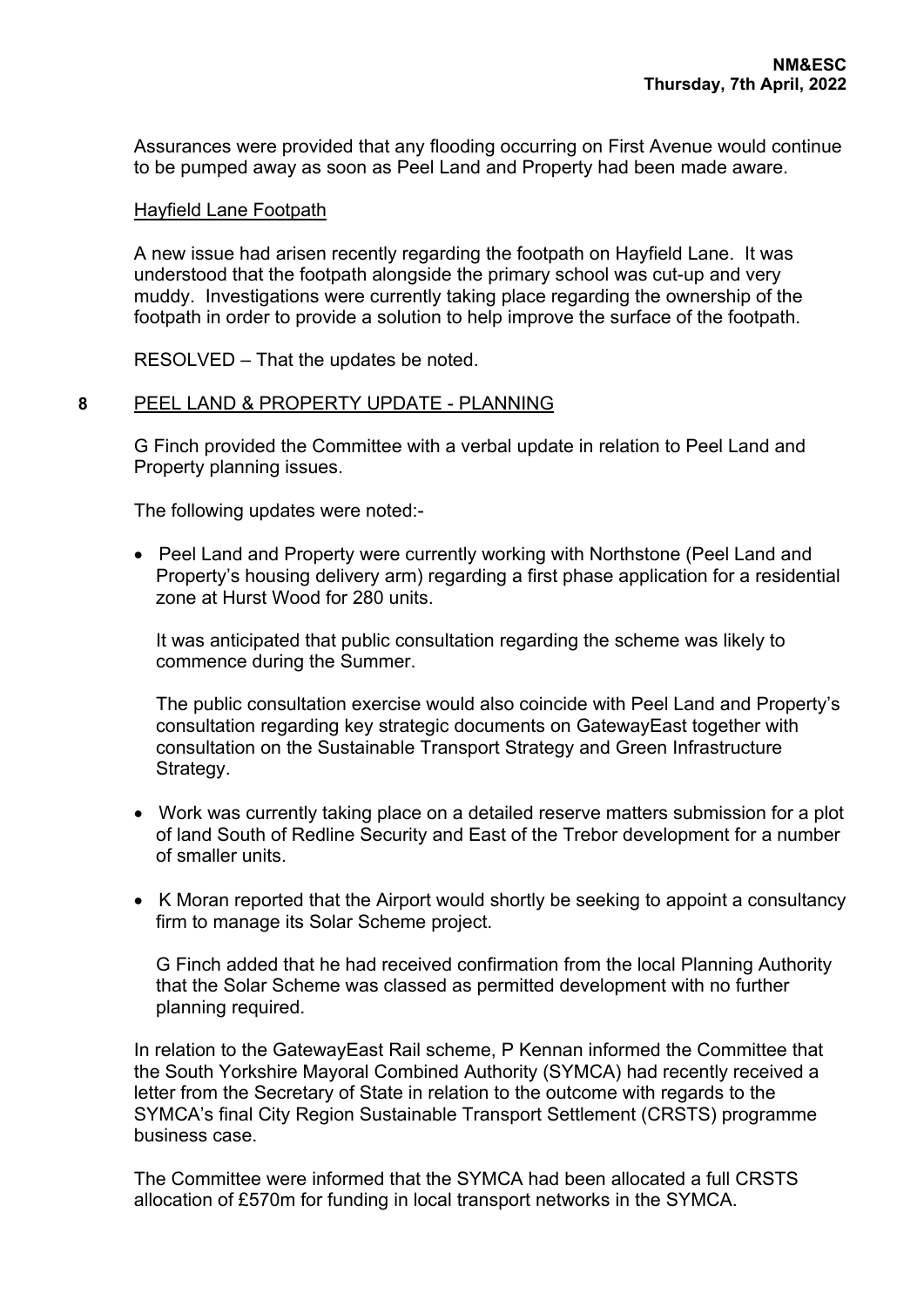Assurances were provided that any flooding occurring on First Avenue would continue to be pumped away as soon as Peel Land and Property had been made aware.

Hayfield Lane Footpath

A new issue had arisen recently regarding the footpath on Hayfield Lane. It was understood that the footpath alongside the primary school was cut-up and very muddy. Investigations were currently taking place regarding the ownership of the footpath in order to provide a solution to help improve the surface of the footpath.

RESOLVED – That the updates be noted.

## 8 PEEL LAND & PROPERTY UPDATE - PLANNING

G Finch provided the Committee with a verbal update in relation to Peel Land and Property planning issues.

The following updates were noted:-

- Peel Land and Property were currently working with Northstone (Peel Land and Property's housing delivery arm) regarding a first phase application for a residential zone at Hurst Wood for 280 units.

  It was anticipated that public consultation regarding the scheme was likely to commence during the Summer.

  The public consultation exercise would also coincide with Peel Land and Property's consultation regarding key strategic documents on GatewayEast together with consultation on the Sustainable Transport Strategy and Green Infrastructure Strategy.

- Work was currently taking place on a detailed reserve matters submission for a plot of land South of Redline Security and East of the Trebor development for a number of smaller units.

- K Moran reported that the Airport would shortly be seeking to appoint a consultancy firm to manage its Solar Scheme project.

  G Finch added that he had received confirmation from the local Planning Authority that the Solar Scheme was classed as permitted development with no further planning required.

In relation to the GatewayEast Rail scheme, P Kennan informed the Committee that the South Yorkshire Mayoral Combined Authority (SYMCA) had recently received a letter from the Secretary of State in relation to the outcome with regards to the SYMCA's final City Region Sustainable Transport Settlement (CRSTS) programme business case.

The Committee were informed that the SYMCA had been allocated a full CRSTS allocation of £570m for funding in local transport networks in the SYMCA.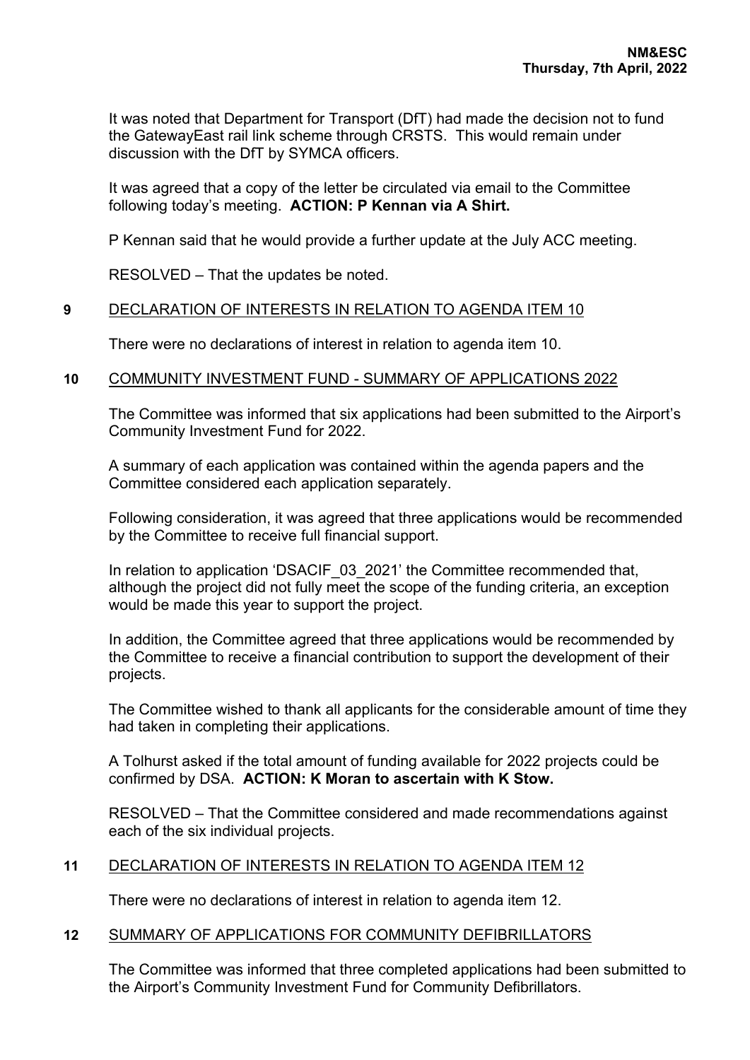It was noted that Department for Transport (DfT) had made the decision not to fund the GatewayEast rail link scheme through CRSTS. This would remain under discussion with the DfT by SYMCA officers.

It was agreed that a copy of the letter be circulated via email to the Committee following today's meeting. **ACTION: P Kennan via A Shirt.**

P Kennan said that he would provide a further update at the July ACC meeting.

RESOLVED – That the updates be noted.

## 9 DECLARATION OF INTERESTS IN RELATION TO AGENDA ITEM 10

There were no declarations of interest in relation to agenda item 10.

## 10 COMMUNITY INVESTMENT FUND - SUMMARY OF APPLICATIONS 2022

The Committee was informed that six applications had been submitted to the Airport's Community Investment Fund for 2022.

A summary of each application was contained within the agenda papers and the Committee considered each application separately.

Following consideration, it was agreed that three applications would be recommended by the Committee to receive full financial support.

In relation to application 'DSACIF_03_2021' the Committee recommended that, although the project did not fully meet the scope of the funding criteria, an exception would be made this year to support the project.

In addition, the Committee agreed that three applications would be recommended by the Committee to receive a financial contribution to support the development of their projects.

The Committee wished to thank all applicants for the considerable amount of time they had taken in completing their applications.

A Tolhurst asked if the total amount of funding available for 2022 projects could be confirmed by DSA. **ACTION: K Moran to ascertain with K Stow.**

RESOLVED – That the Committee considered and made recommendations against each of the six individual projects.

## 11 DECLARATION OF INTERESTS IN RELATION TO AGENDA ITEM 12

There were no declarations of interest in relation to agenda item 12.

## 12 SUMMARY OF APPLICATIONS FOR COMMUNITY DEFIBRILLATORS

The Committee was informed that three completed applications had been submitted to the Airport's Community Investment Fund for Community Defibrillators.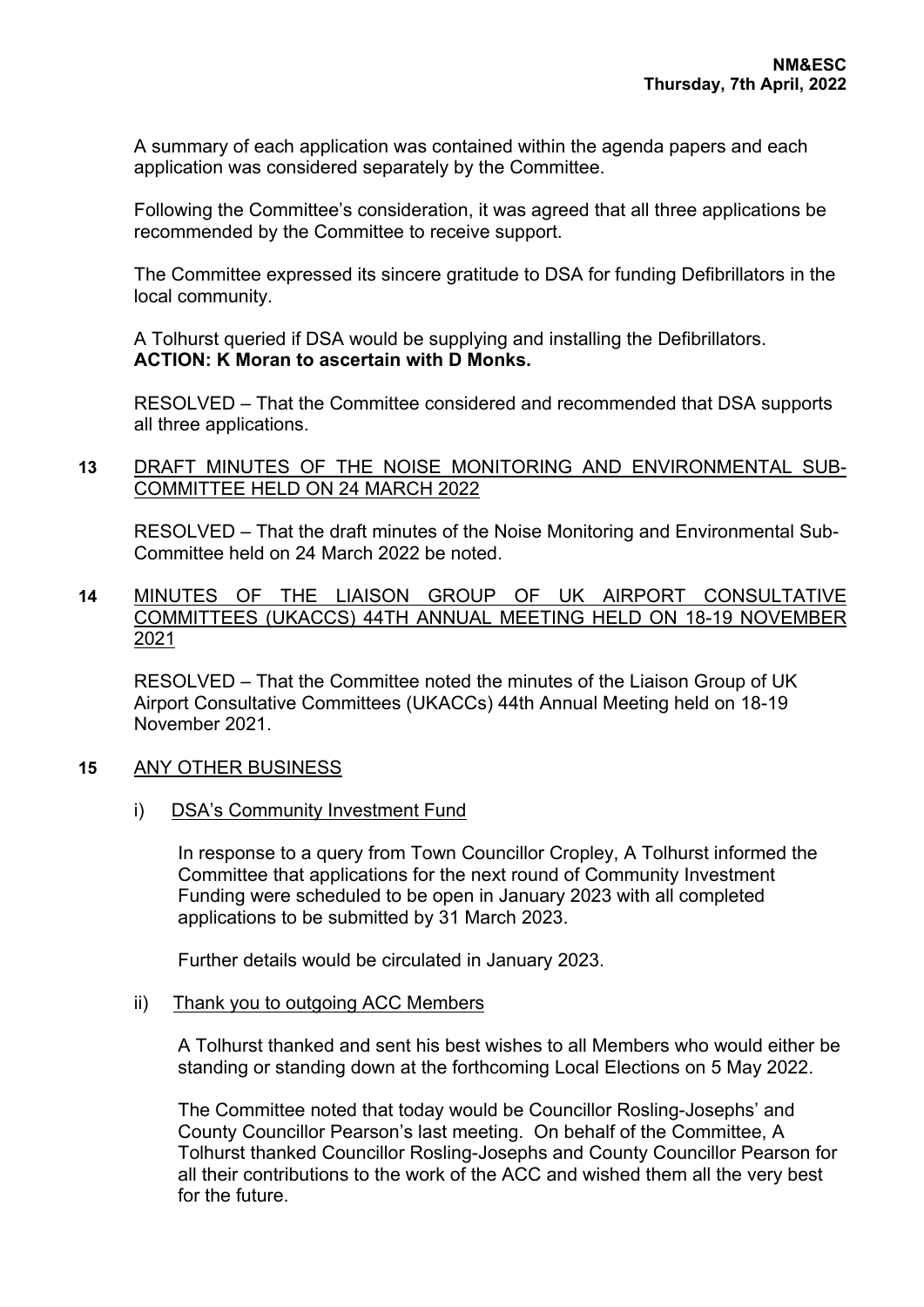A summary of each application was contained within the agenda papers and each application was considered separately by the Committee.

Following the Committee's consideration, it was agreed that all three applications be recommended by the Committee to receive support.

The Committee expressed its sincere gratitude to DSA for funding Defibrillators in the local community.

A Tolhurst queried if DSA would be supplying and installing the Defibrillators.
**ACTION: K Moran to ascertain with D Monks.**

RESOLVED – That the Committee considered and recommended that DSA supports all three applications.

**13** DRAFT MINUTES OF THE NOISE MONITORING AND ENVIRONMENTAL SUB-COMMITTEE HELD ON 24 MARCH 2022

RESOLVED – That the draft minutes of the Noise Monitoring and Environmental Sub-Committee held on 24 March 2022 be noted.

**14** MINUTES OF THE LIAISON GROUP OF UK AIRPORT CONSULTATIVE COMMITTEES (UKACCS) 44TH ANNUAL MEETING HELD ON 18-19 NOVEMBER 2021

RESOLVED – That the Committee noted the minutes of the Liaison Group of UK Airport Consultative Committees (UKACCs) 44th Annual Meeting held on 18-19 November 2021.

**15** ANY OTHER BUSINESS

i) DSA's Community Investment Fund

In response to a query from Town Councillor Cropley, A Tolhurst informed the Committee that applications for the next round of Community Investment Funding were scheduled to be open in January 2023 with all completed applications to be submitted by 31 March 2023.

Further details would be circulated in January 2023.

ii) Thank you to outgoing ACC Members

A Tolhurst thanked and sent his best wishes to all Members who would either be standing or standing down at the forthcoming Local Elections on 5 May 2022.

The Committee noted that today would be Councillor Rosling-Josephs' and County Councillor Pearson's last meeting. On behalf of the Committee, A Tolhurst thanked Councillor Rosling-Josephs and County Councillor Pearson for all their contributions to the work of the ACC and wished them all the very best for the future.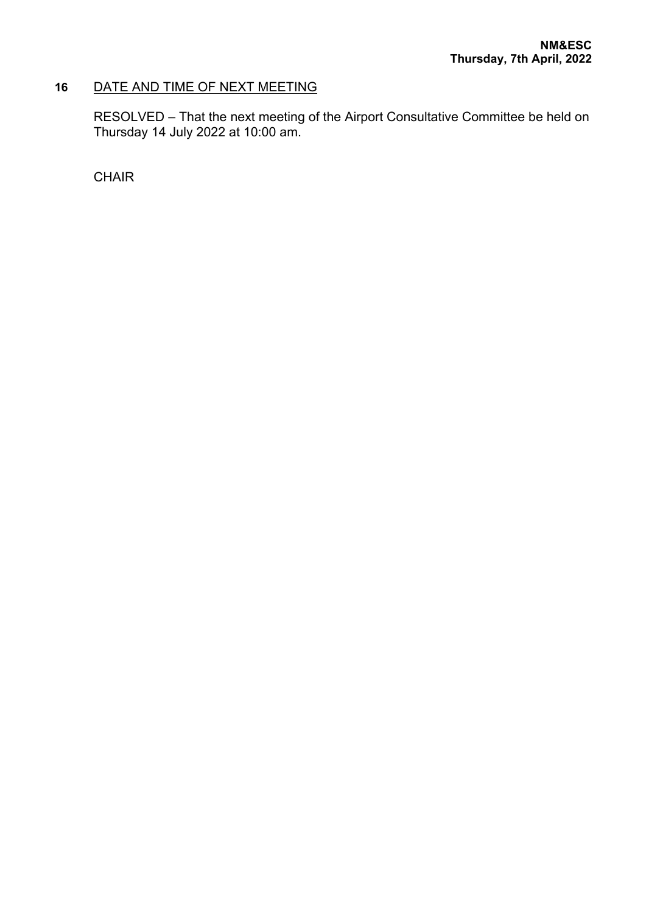## 16 DATE AND TIME OF NEXT MEETING

RESOLVED – That the next meeting of the Airport Consultative Committee be held on Thursday 14 July 2022 at 10:00 am.

CHAIR